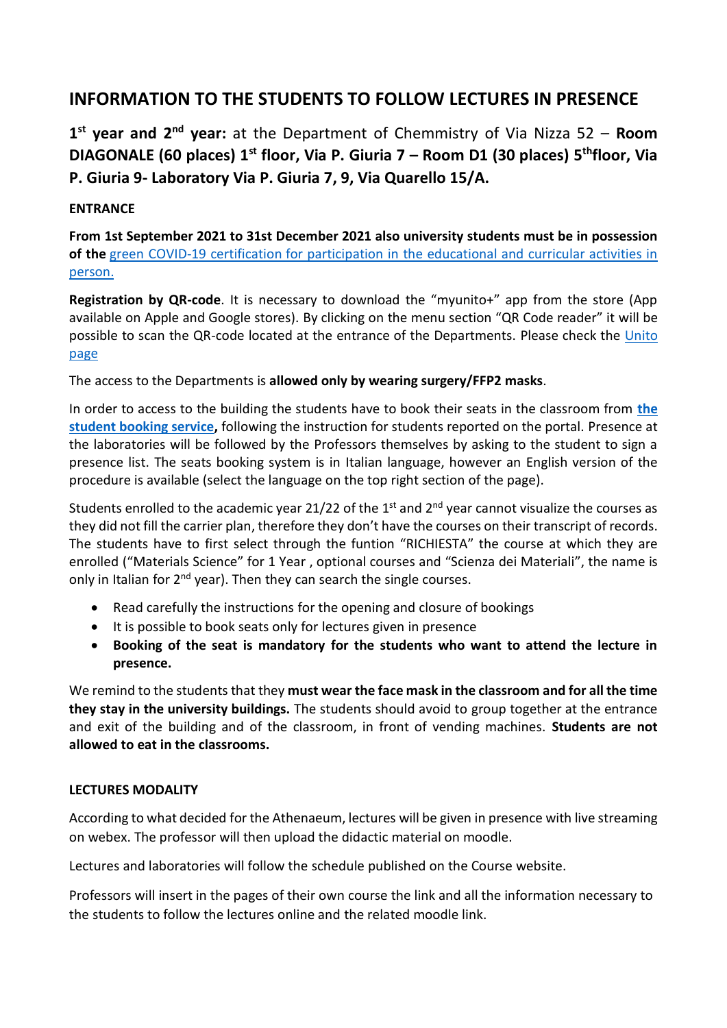# INFORMATION TO THE STUDENTS TO FOLLOW LECTURES IN PRESENCE

## 1st year and 2nd year: at the Department of Chemmistry of Via Nizza 52 – Room DIAGONALE (60 places) 1st floor, Via P. Giuria 7 – Room D1 (30 places) 5th floor, Via P. Giuria 9- Laboratory Via P. Giuria 7, 9, Via Quarello 15/A.

**ENTRANCE**

**From 1st September 2021 to 31st December 2021 also university students must be in possession of the** [green COVID-19 certification for participation in the educational and curricular activities in person.]()

**Registration by QR-code**. It is necessary to download the "myunito+" app from the store (App available on Apple and Google stores). By clicking on the menu section "QR Code reader" it will be possible to scan the QR-code located at the entrance of the Departments. Please check the [Unito page]()

The access to the Departments is **allowed only by wearing surgery/FFP2 masks**.

In order to access to the building the students have to book their seats in the classroom from [**the student booking service**](), following the instruction for students reported on the portal. Presence at the laboratories will be followed by the Professors themselves by asking to the student to sign a presence list. The seats booking system is in Italian language, however an English version of the procedure is available (select the language on the top right section of the page).

Students enrolled to the academic year 21/22 of the 1st and 2nd year cannot visualize the courses as they did not fill the carrier plan, therefore they don't have the courses on their transcript of records. The students have to first select through the funtion "RICHIESTA" the course at which they are enrolled ("Materials Science" for 1 Year , optional courses and "Scienza dei Materiali", the name is only in Italian for 2nd year). Then they can search the single courses.

- Read carefully the instructions for the opening and closure of bookings
- It is possible to book seats only for lectures given in presence
- **Booking of the seat is mandatory for the students who want to attend the lecture in presence.**

We remind to the students that they **must wear the face mask in the classroom and for all the time they stay in the university buildings.** The students should avoid to group together at the entrance and exit of the building and of the classroom, in front of vending machines. **Students are not allowed to eat in the classrooms.**

**LECTURES MODALITY**

According to what decided for the Athenaeum, lectures will be given in presence with live streaming on webex. The professor will then upload the didactic material on moodle.

Lectures and laboratories will follow the schedule published on the Course website.

Professors will insert in the pages of their own course the link and all the information necessary to the students to follow the lectures online and the related moodle link.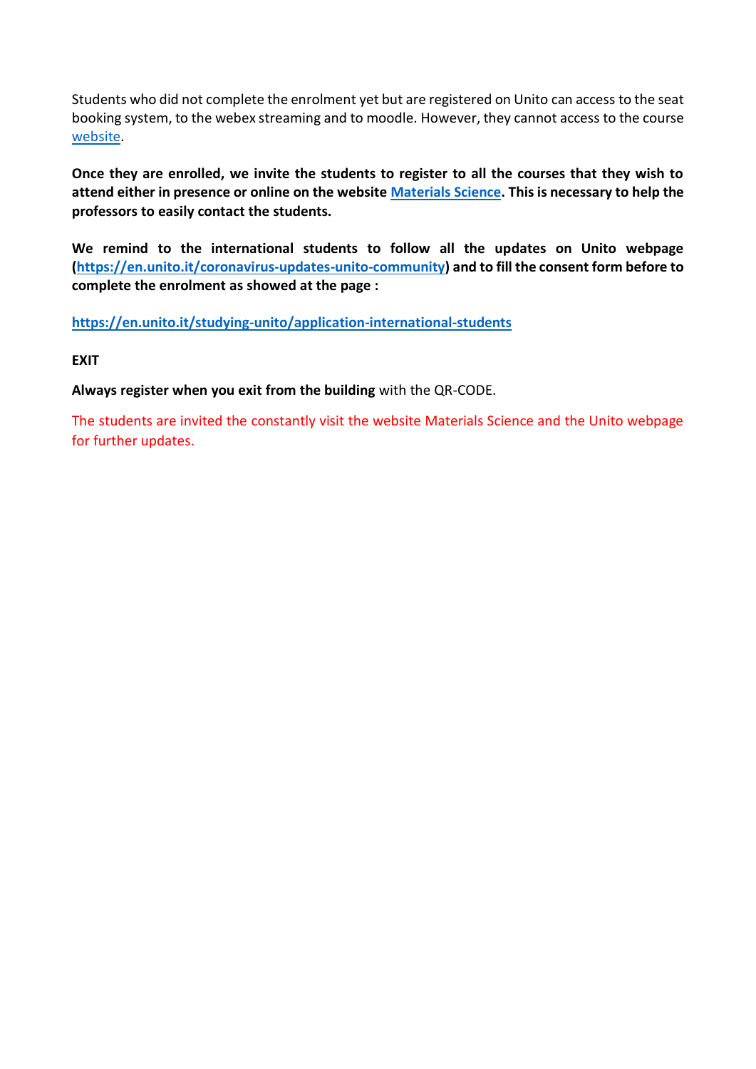Students who did not complete the enrolment yet but are registered on Unito can access to the seat booking system, to the webex streaming and to moodle. However, they cannot access to the course website.

**Once they are enrolled, we invite the students to register to all the courses that they wish to attend either in presence or online on the website Materials Science. This is necessary to help the professors to easily contact the students.**

**We remind to the international students to follow all the updates on Unito webpage (https://en.unito.it/coronavirus-updates-unito-community) and to fill the consent form before to complete the enrolment as showed at the page :**

**https://en.unito.it/studying-unito/application-international-students**

**EXIT**

**Always register when you exit from the building** with the QR-CODE.

The students are invited the constantly visit the website Materials Science and the Unito webpage for further updates.